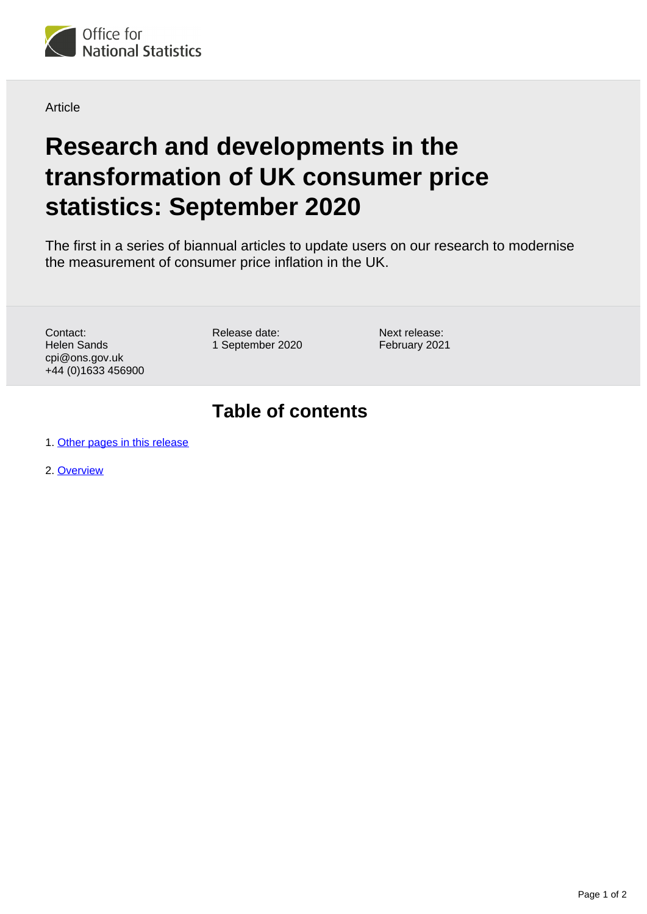Office for National Statistics

Article

# Research and developments in the transformation of UK consumer price statistics: September 2020

The first in a series of biannual articles to update users on our research to modernise the measurement of consumer price inflation in the UK.

Contact:
Helen Sands
cpi@ons.gov.uk
+44 (0)1633 456900

Release date:
1 September 2020

Next release:
February 2021

## Table of contents

1. Other pages in this release
2. Overview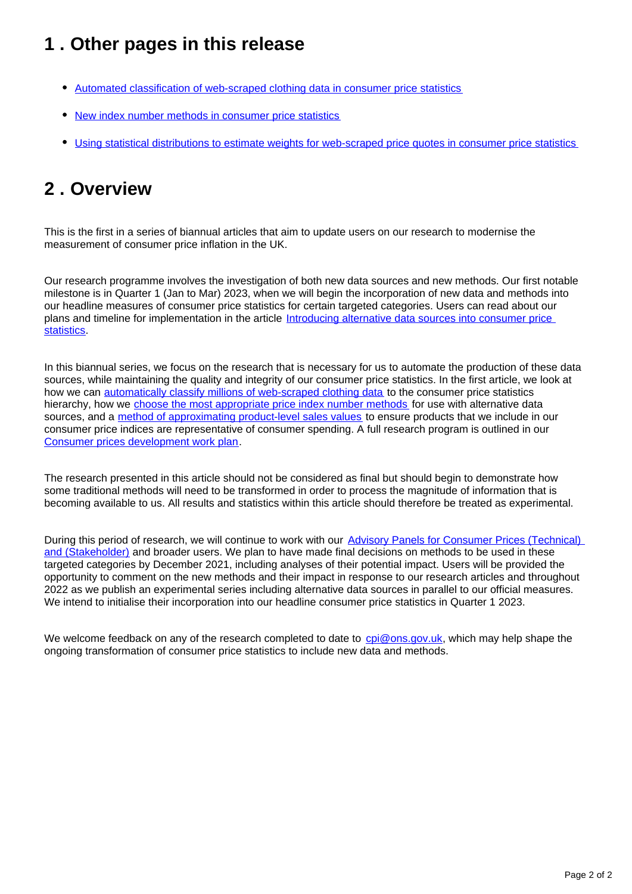## 1 . Other pages in this release

- Automated classification of web-scraped clothing data in consumer price statistics
- New index number methods in consumer price statistics
- Using statistical distributions to estimate weights for web-scraped price quotes in consumer price statistics

## 2 . Overview

This is the first in a series of biannual articles that aim to update users on our research to modernise the measurement of consumer price inflation in the UK.

Our research programme involves the investigation of both new data sources and new methods. Our first notable milestone is in Quarter 1 (Jan to Mar) 2023, when we will begin the incorporation of new data and methods into our headline measures of consumer price statistics for certain targeted categories. Users can read about our plans and timeline for implementation in the article Introducing alternative data sources into consumer price statistics.

In this biannual series, we focus on the research that is necessary for us to automate the production of these data sources, while maintaining the quality and integrity of our consumer price statistics. In the first article, we look at how we can automatically classify millions of web-scraped clothing data to the consumer price statistics hierarchy, how we choose the most appropriate price index number methods for use with alternative data sources, and a method of approximating product-level sales values to ensure products that we include in our consumer price indices are representative of consumer spending. A full research program is outlined in our Consumer prices development work plan.

The research presented in this article should not be considered as final but should begin to demonstrate how some traditional methods will need to be transformed in order to process the magnitude of information that is becoming available to us. All results and statistics within this article should therefore be treated as experimental.

During this period of research, we will continue to work with our Advisory Panels for Consumer Prices (Technical) and (Stakeholder) and broader users. We plan to have made final decisions on methods to be used in these targeted categories by December 2021, including analyses of their potential impact. Users will be provided the opportunity to comment on the new methods and their impact in response to our research articles and throughout 2022 as we publish an experimental series including alternative data sources in parallel to our official measures. We intend to initialise their incorporation into our headline consumer price statistics in Quarter 1 2023.

We welcome feedback on any of the research completed to date to cpi@ons.gov.uk, which may help shape the ongoing transformation of consumer price statistics to include new data and methods.